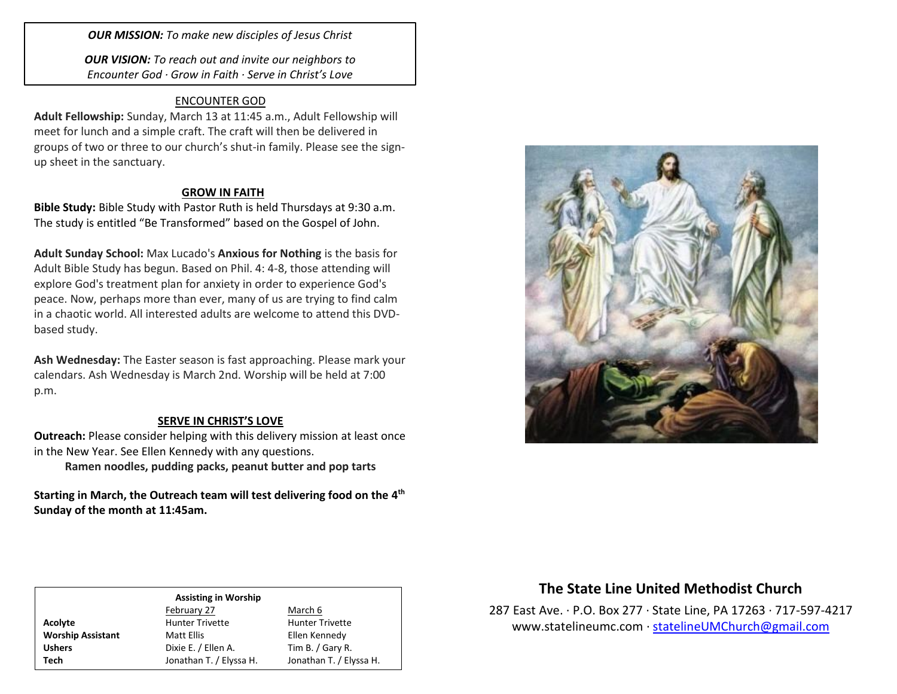***OUR MISSION:*** *To make new disciples of Jesus Christ*

***OUR VISION:*** *To reach out and invite our neighbors to Encounter God · Grow in Faith · Serve in Christ's Love*

## ENCOUNTER GOD

**Adult Fellowship:** Sunday, March 13 at 11:45 a.m., Adult Fellowship will meet for lunch and a simple craft. The craft will then be delivered in groups of two or three to our church's shut-in family. Please see the sign-up sheet in the sanctuary.

## GROW IN FAITH

**Bible Study:** Bible Study with Pastor Ruth is held Thursdays at 9:30 a.m. The study is entitled "Be Transformed" based on the Gospel of John.

**Adult Sunday School:** Max Lucado's **Anxious for Nothing** is the basis for Adult Bible Study has begun. Based on Phil. 4: 4-8, those attending will explore God's treatment plan for anxiety in order to experience God's peace. Now, perhaps more than ever, many of us are trying to find calm in a chaotic world. All interested adults are welcome to attend this DVD-based study.

**Ash Wednesday:** The Easter season is fast approaching. Please mark your calendars. Ash Wednesday is March 2nd. Worship will be held at 7:00 p.m.

## SERVE IN CHRIST'S LOVE

**Outreach:** Please consider helping with this delivery mission at least once in the New Year. See Ellen Kennedy with any questions.

**Ramen noodles, pudding packs, peanut butter and pop tarts**

**Starting in March, the Outreach team will test delivering food on the 4th Sunday of the month at 11:45am.**

**Assisting in Worship**

| | February 27 | March 6 |
|---|---|---|
| **Acolyte** | Hunter Trivette | Hunter Trivette |
| **Worship Assistant** | Matt Ellis | Ellen Kennedy |
| **Ushers** | Dixie E. / Ellen A. | Tim B. / Gary R. |
| **Tech** | Jonathan T. / Elyssa H. | Jonathan T. / Elyssa H. |

## The State Line United Methodist Church

287 East Ave. · P.O. Box 277 · State Line, PA 17263 · 717-597-4217
www.statelineumc.com · statelineUMChurch@gmail.com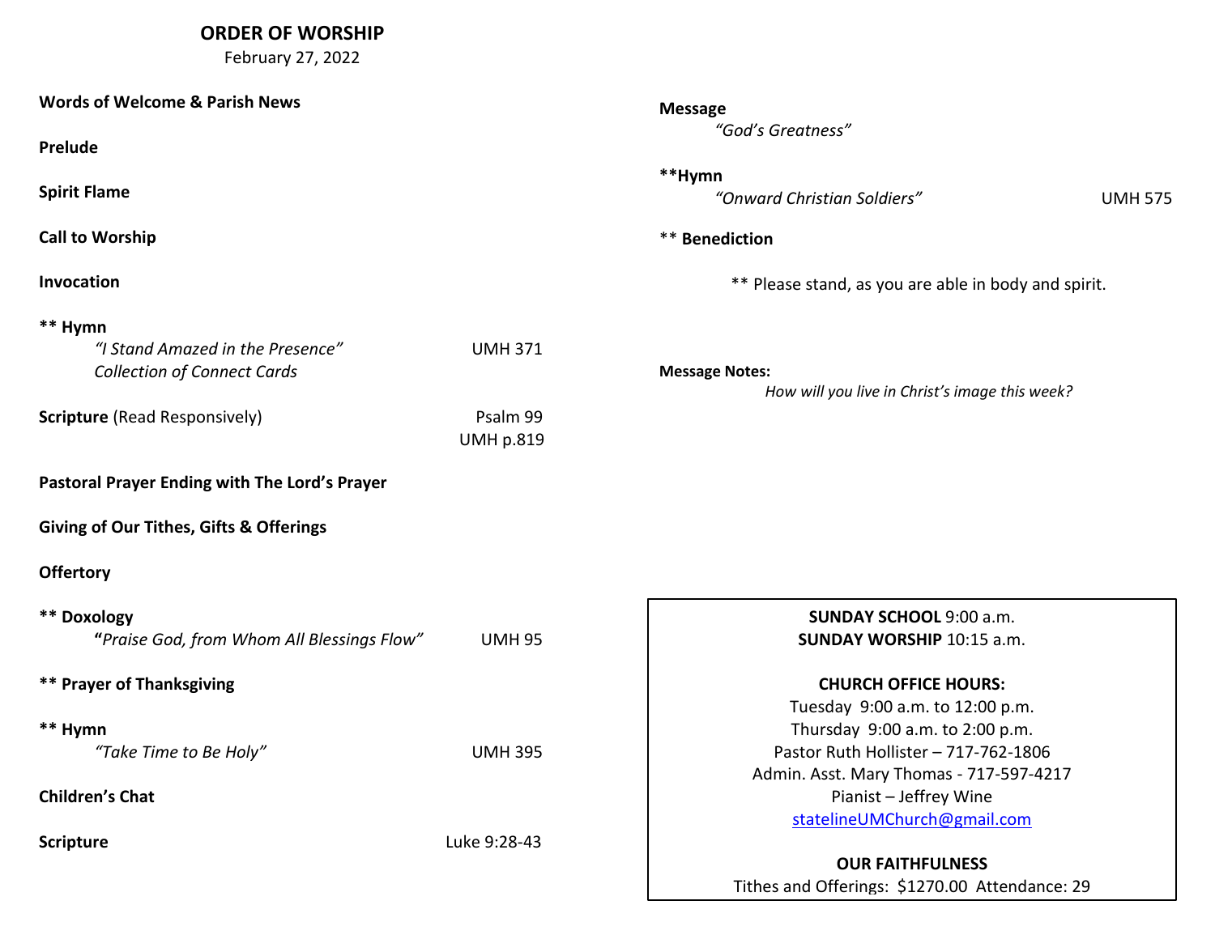# ORDER OF WORSHIP

February 27, 2022

**Words of Welcome & Parish News**

**Prelude**

**Spirit Flame**

**Call to Worship**

**Invocation**

**** Hymn**
*"I Stand Amazed in the Presence"* UMH 371
*Collection of Connect Cards*

**Scripture** (Read Responsively) Psalm 99
UMH p.819

**Pastoral Prayer Ending with The Lord's Prayer**

**Giving of Our Tithes, Gifts & Offerings**

**Offertory**

**** Doxology**
**"***Praise God, from Whom All Blessings Flow"* UMH 95

**** Prayer of Thanksgiving**

**** Hymn**
*"Take Time to Be Holy"* UMH 395

**Children's Chat**

**Scripture** Luke 9:28-43

**Message**
*"God's Greatness"*

****Hymn**
*"Onward Christian Soldiers"* UMH 575

** **Benediction**

** Please stand, as you are able in body and spirit.

**Message Notes:**
*How will you live in Christ's image this week?*

**SUNDAY SCHOOL** 9:00 a.m.
**SUNDAY WORSHIP** 10:15 a.m.

**CHURCH OFFICE HOURS:**
Tuesday 9:00 a.m. to 12:00 p.m.
Thursday 9:00 a.m. to 2:00 p.m.
Pastor Ruth Hollister – 717-762-1806
Admin. Asst. Mary Thomas - 717-597-4217
Pianist – Jeffrey Wine
statelineUMChurch@gmail.com

**OUR FAITHFULNESS**
Tithes and Offerings: $1270.00 Attendance: 29